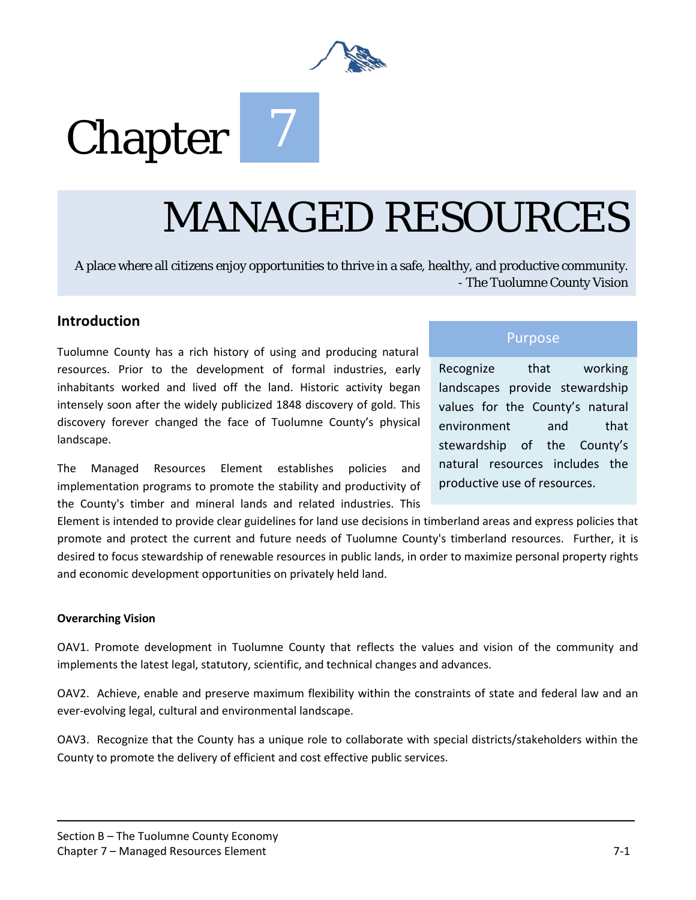# Chapter 7

# MANAGED RESOURCES

A place where all citizens enjoy opportunities to thrive in a safe, healthy, and productive community.
- The Tuolumne County Vision

## Introduction

Tuolumne County has a rich history of using and producing natural resources. Prior to the development of formal industries, early inhabitants worked and lived off the land. Historic activity began intensely soon after the widely publicized 1848 discovery of gold. This discovery forever changed the face of Tuolumne County's physical landscape.

The Managed Resources Element establishes policies and implementation programs to promote the stability and productivity of the County's timber and mineral lands and related industries. This Element is intended to provide clear guidelines for land use decisions in timberland areas and express policies that promote and protect the current and future needs of Tuolumne County's timberland resources. Further, it is desired to focus stewardship of renewable resources in public lands, in order to maximize personal property rights and economic development opportunities on privately held land.

> **Purpose**
>
> Recognize that working landscapes provide stewardship values for the County's natural environment and that stewardship of the County's natural resources includes the productive use of resources.

#### Overarching Vision

OAV1. Promote development in Tuolumne County that reflects the values and vision of the community and implements the latest legal, statutory, scientific, and technical changes and advances.

OAV2. Achieve, enable and preserve maximum flexibility within the constraints of state and federal law and an ever-evolving legal, cultural and environmental landscape.

OAV3. Recognize that the County has a unique role to collaborate with special districts/stakeholders within the County to promote the delivery of efficient and cost effective public services.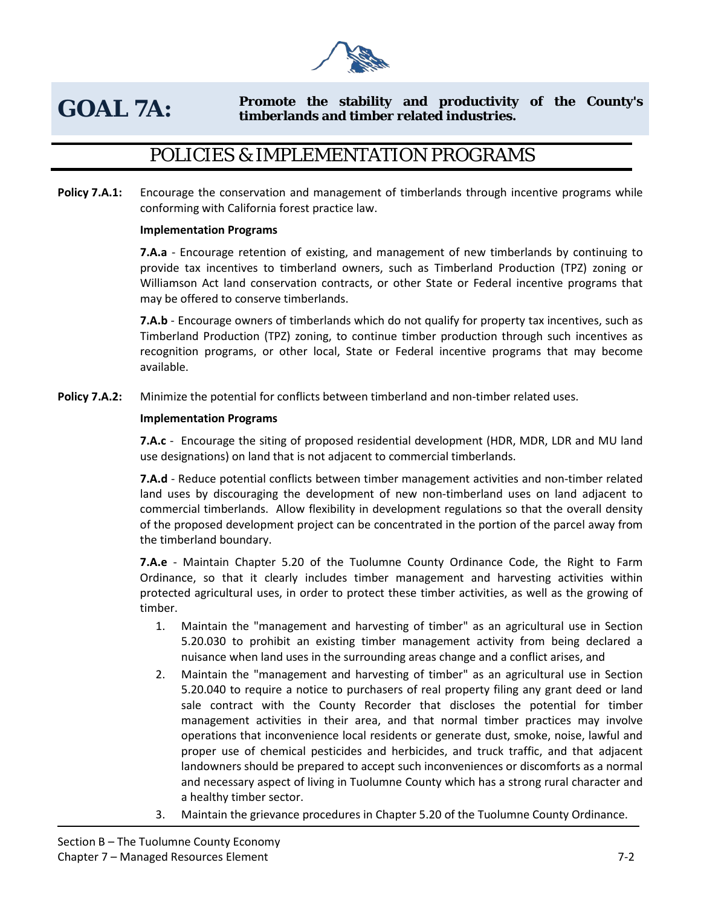# GOAL 7A: Promote the stability and productivity of the County's timberlands and timber related industries.

## POLICIES & IMPLEMENTATION PROGRAMS

**Policy 7.A.1:** Encourage the conservation and management of timberlands through incentive programs while conforming with California forest practice law.

**Implementation Programs**

**7.A.a** - Encourage retention of existing, and management of new timberlands by continuing to provide tax incentives to timberland owners, such as Timberland Production (TPZ) zoning or Williamson Act land conservation contracts, or other State or Federal incentive programs that may be offered to conserve timberlands.

**7.A.b** - Encourage owners of timberlands which do not qualify for property tax incentives, such as Timberland Production (TPZ) zoning, to continue timber production through such incentives as recognition programs, or other local, State or Federal incentive programs that may become available.

**Policy 7.A.2:** Minimize the potential for conflicts between timberland and non-timber related uses.

**Implementation Programs**

**7.A.c** - Encourage the siting of proposed residential development (HDR, MDR, LDR and MU land use designations) on land that is not adjacent to commercial timberlands.

**7.A.d** - Reduce potential conflicts between timber management activities and non-timber related land uses by discouraging the development of new non-timberland uses on land adjacent to commercial timberlands. Allow flexibility in development regulations so that the overall density of the proposed development project can be concentrated in the portion of the parcel away from the timberland boundary.

**7.A.e** - Maintain Chapter 5.20 of the Tuolumne County Ordinance Code, the Right to Farm Ordinance, so that it clearly includes timber management and harvesting activities within protected agricultural uses, in order to protect these timber activities, as well as the growing of timber.

1. Maintain the "management and harvesting of timber" as an agricultural use in Section 5.20.030 to prohibit an existing timber management activity from being declared a nuisance when land uses in the surrounding areas change and a conflict arises, and
2. Maintain the "management and harvesting of timber" as an agricultural use in Section 5.20.040 to require a notice to purchasers of real property filing any grant deed or land sale contract with the County Recorder that discloses the potential for timber management activities in their area, and that normal timber practices may involve operations that inconvenience local residents or generate dust, smoke, noise, lawful and proper use of chemical pesticides and herbicides, and truck traffic, and that adjacent landowners should be prepared to accept such inconveniences or discomforts as a normal and necessary aspect of living in Tuolumne County which has a strong rural character and a healthy timber sector.
3. Maintain the grievance procedures in Chapter 5.20 of the Tuolumne County Ordinance.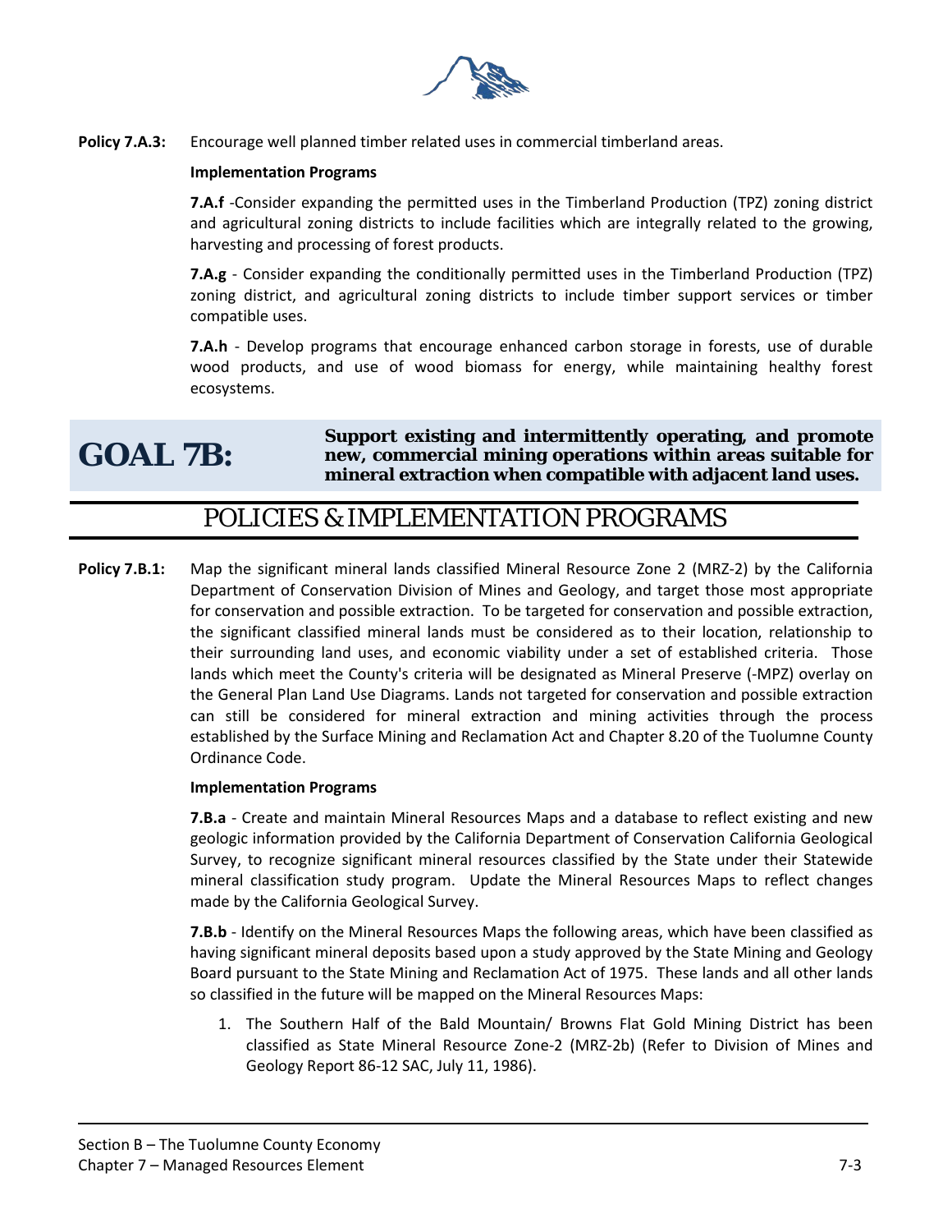**Policy 7.A.3:** Encourage well planned timber related uses in commercial timberland areas.

**Implementation Programs**

**7.A.f** -Consider expanding the permitted uses in the Timberland Production (TPZ) zoning district and agricultural zoning districts to include facilities which are integrally related to the growing, harvesting and processing of forest products.

**7.A.g** - Consider expanding the conditionally permitted uses in the Timberland Production (TPZ) zoning district, and agricultural zoning districts to include timber support services or timber compatible uses.

**7.A.h** - Develop programs that encourage enhanced carbon storage in forests, use of durable wood products, and use of wood biomass for energy, while maintaining healthy forest ecosystems.

## GOAL 7B: Support existing and intermittently operating, and promote new, commercial mining operations within areas suitable for mineral extraction when compatible with adjacent land uses.

## POLICIES & IMPLEMENTATION PROGRAMS

**Policy 7.B.1:** Map the significant mineral lands classified Mineral Resource Zone 2 (MRZ-2) by the California Department of Conservation Division of Mines and Geology, and target those most appropriate for conservation and possible extraction. To be targeted for conservation and possible extraction, the significant classified mineral lands must be considered as to their location, relationship to their surrounding land uses, and economic viability under a set of established criteria. Those lands which meet the County's criteria will be designated as Mineral Preserve (-MPZ) overlay on the General Plan Land Use Diagrams. Lands not targeted for conservation and possible extraction can still be considered for mineral extraction and mining activities through the process established by the Surface Mining and Reclamation Act and Chapter 8.20 of the Tuolumne County Ordinance Code.

**Implementation Programs**

**7.B.a** - Create and maintain Mineral Resources Maps and a database to reflect existing and new geologic information provided by the California Department of Conservation California Geological Survey, to recognize significant mineral resources classified by the State under their Statewide mineral classification study program. Update the Mineral Resources Maps to reflect changes made by the California Geological Survey.

**7.B.b** - Identify on the Mineral Resources Maps the following areas, which have been classified as having significant mineral deposits based upon a study approved by the State Mining and Geology Board pursuant to the State Mining and Reclamation Act of 1975. These lands and all other lands so classified in the future will be mapped on the Mineral Resources Maps:

1. The Southern Half of the Bald Mountain/ Browns Flat Gold Mining District has been classified as State Mineral Resource Zone-2 (MRZ-2b) (Refer to Division of Mines and Geology Report 86-12 SAC, July 11, 1986).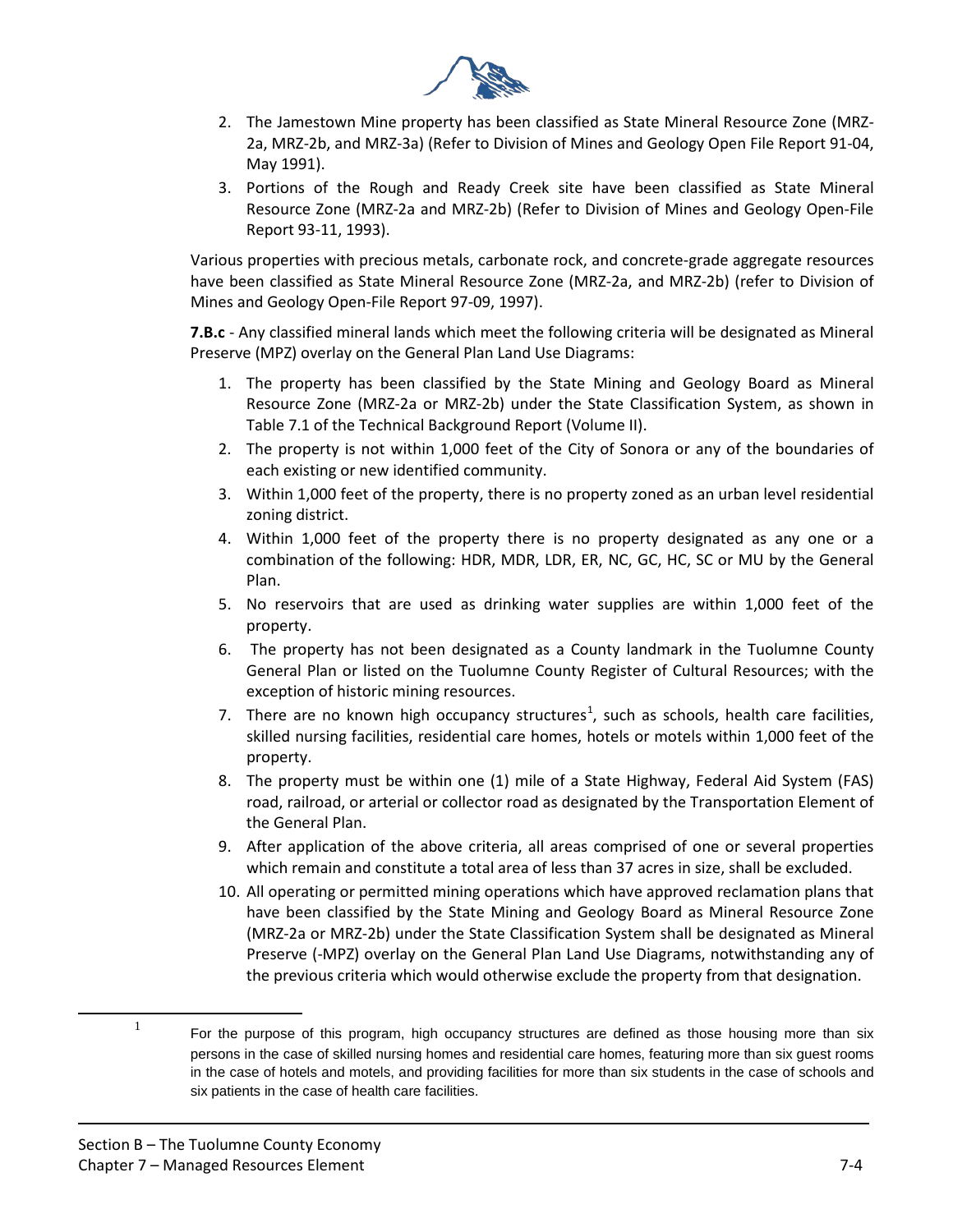2. The Jamestown Mine property has been classified as State Mineral Resource Zone (MRZ-2a, MRZ-2b, and MRZ-3a) (Refer to Division of Mines and Geology Open File Report 91-04, May 1991).
3. Portions of the Rough and Ready Creek site have been classified as State Mineral Resource Zone (MRZ-2a and MRZ-2b) (Refer to Division of Mines and Geology Open-File Report 93-11, 1993).

Various properties with precious metals, carbonate rock, and concrete-grade aggregate resources have been classified as State Mineral Resource Zone (MRZ-2a, and MRZ-2b) (refer to Division of Mines and Geology Open-File Report 97-09, 1997).

**7.B.c** - Any classified mineral lands which meet the following criteria will be designated as Mineral Preserve (MPZ) overlay on the General Plan Land Use Diagrams:

1. The property has been classified by the State Mining and Geology Board as Mineral Resource Zone (MRZ-2a or MRZ-2b) under the State Classification System, as shown in Table 7.1 of the Technical Background Report (Volume II).
2. The property is not within 1,000 feet of the City of Sonora or any of the boundaries of each existing or new identified community.
3. Within 1,000 feet of the property, there is no property zoned as an urban level residential zoning district.
4. Within 1,000 feet of the property there is no property designated as any one or a combination of the following: HDR, MDR, LDR, ER, NC, GC, HC, SC or MU by the General Plan.
5. No reservoirs that are used as drinking water supplies are within 1,000 feet of the property.
6. The property has not been designated as a County landmark in the Tuolumne County General Plan or listed on the Tuolumne County Register of Cultural Resources; with the exception of historic mining resources.
7. There are no known high occupancy structures[1], such as schools, health care facilities, skilled nursing facilities, residential care homes, hotels or motels within 1,000 feet of the property.
8. The property must be within one (1) mile of a State Highway, Federal Aid System (FAS) road, railroad, or arterial or collector road as designated by the Transportation Element of the General Plan.
9. After application of the above criteria, all areas comprised of one or several properties which remain and constitute a total area of less than 37 acres in size, shall be excluded.
10. All operating or permitted mining operations which have approved reclamation plans that have been classified by the State Mining and Geology Board as Mineral Resource Zone (MRZ-2a or MRZ-2b) under the State Classification System shall be designated as Mineral Preserve (-MPZ) overlay on the General Plan Land Use Diagrams, notwithstanding any of the previous criteria which would otherwise exclude the property from that designation.

[1] For the purpose of this program, high occupancy structures are defined as those housing more than six persons in the case of skilled nursing homes and residential care homes, featuring more than six guest rooms in the case of hotels and motels, and providing facilities for more than six students in the case of schools and six patients in the case of health care facilities.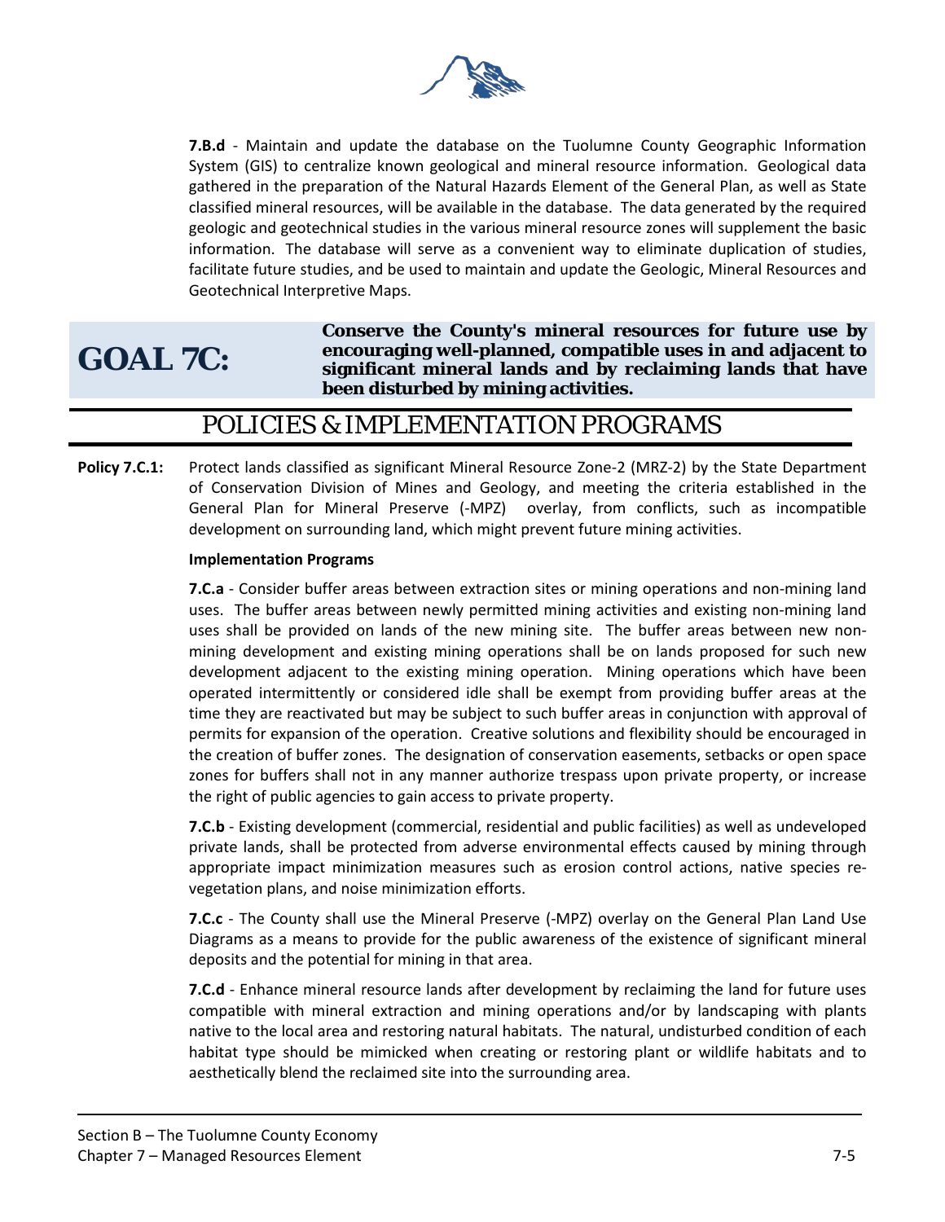**7.B.d** - Maintain and update the database on the Tuolumne County Geographic Information System (GIS) to centralize known geological and mineral resource information. Geological data gathered in the preparation of the Natural Hazards Element of the General Plan, as well as State classified mineral resources, will be available in the database. The data generated by the required geologic and geotechnical studies in the various mineral resource zones will supplement the basic information. The database will serve as a convenient way to eliminate duplication of studies, facilitate future studies, and be used to maintain and update the Geologic, Mineral Resources and Geotechnical Interpretive Maps.

## GOAL 7C:

**Conserve the County's mineral resources for future use by encouraging well-planned, compatible uses in and adjacent to significant mineral lands and by reclaiming lands that have been disturbed by mining activities.**

## POLICIES & IMPLEMENTATION PROGRAMS

**Policy 7.C.1:** Protect lands classified as significant Mineral Resource Zone-2 (MRZ-2) by the State Department of Conservation Division of Mines and Geology, and meeting the criteria established in the General Plan for Mineral Preserve (-MPZ) overlay, from conflicts, such as incompatible development on surrounding land, which might prevent future mining activities.

**Implementation Programs**

**7.C.a** - Consider buffer areas between extraction sites or mining operations and non-mining land uses. The buffer areas between newly permitted mining activities and existing non-mining land uses shall be provided on lands of the new mining site. The buffer areas between new non-mining development and existing mining operations shall be on lands proposed for such new development adjacent to the existing mining operation. Mining operations which have been operated intermittently or considered idle shall be exempt from providing buffer areas at the time they are reactivated but may be subject to such buffer areas in conjunction with approval of permits for expansion of the operation. Creative solutions and flexibility should be encouraged in the creation of buffer zones. The designation of conservation easements, setbacks or open space zones for buffers shall not in any manner authorize trespass upon private property, or increase the right of public agencies to gain access to private property.

**7.C.b** - Existing development (commercial, residential and public facilities) as well as undeveloped private lands, shall be protected from adverse environmental effects caused by mining through appropriate impact minimization measures such as erosion control actions, native species re-vegetation plans, and noise minimization efforts.

**7.C.c** - The County shall use the Mineral Preserve (-MPZ) overlay on the General Plan Land Use Diagrams as a means to provide for the public awareness of the existence of significant mineral deposits and the potential for mining in that area.

**7.C.d** - Enhance mineral resource lands after development by reclaiming the land for future uses compatible with mineral extraction and mining operations and/or by landscaping with plants native to the local area and restoring natural habitats. The natural, undisturbed condition of each habitat type should be mimicked when creating or restoring plant or wildlife habitats and to aesthetically blend the reclaimed site into the surrounding area.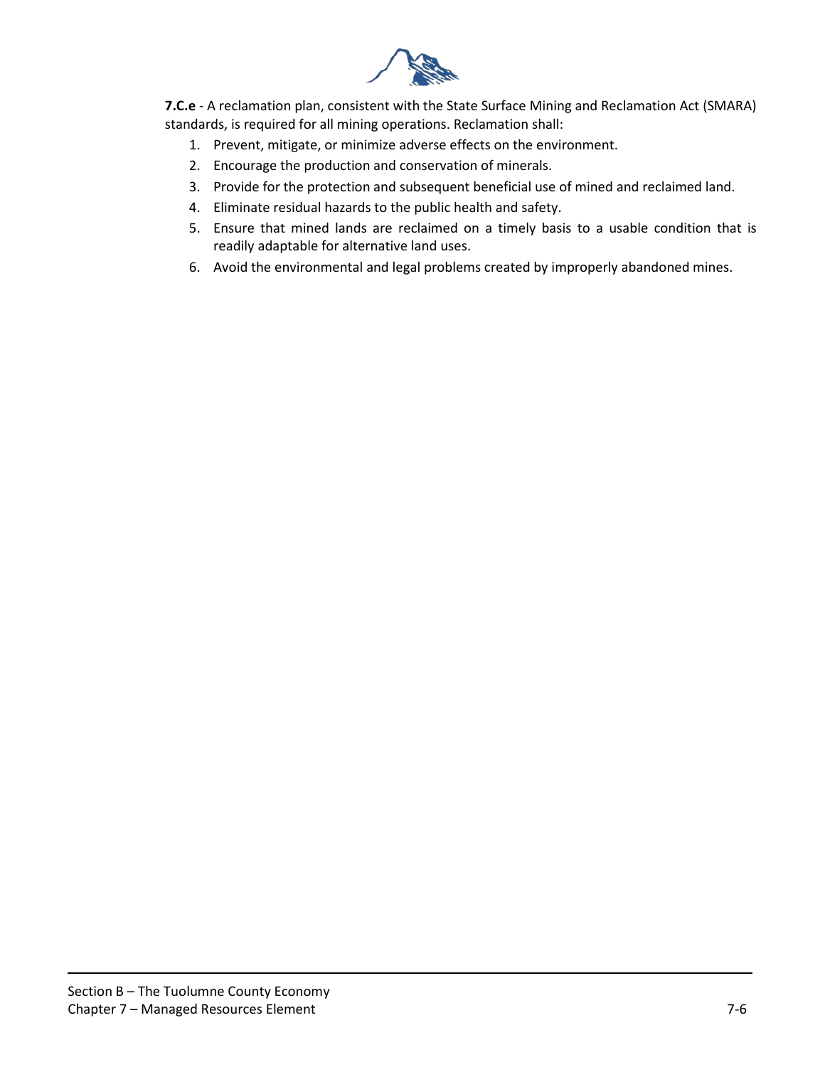**7.C.e** - A reclamation plan, consistent with the State Surface Mining and Reclamation Act (SMARA) standards, is required for all mining operations. Reclamation shall:

1. Prevent, mitigate, or minimize adverse effects on the environment.
2. Encourage the production and conservation of minerals.
3. Provide for the protection and subsequent beneficial use of mined and reclaimed land.
4. Eliminate residual hazards to the public health and safety.
5. Ensure that mined lands are reclaimed on a timely basis to a usable condition that is readily adaptable for alternative land uses.
6. Avoid the environmental and legal problems created by improperly abandoned mines.